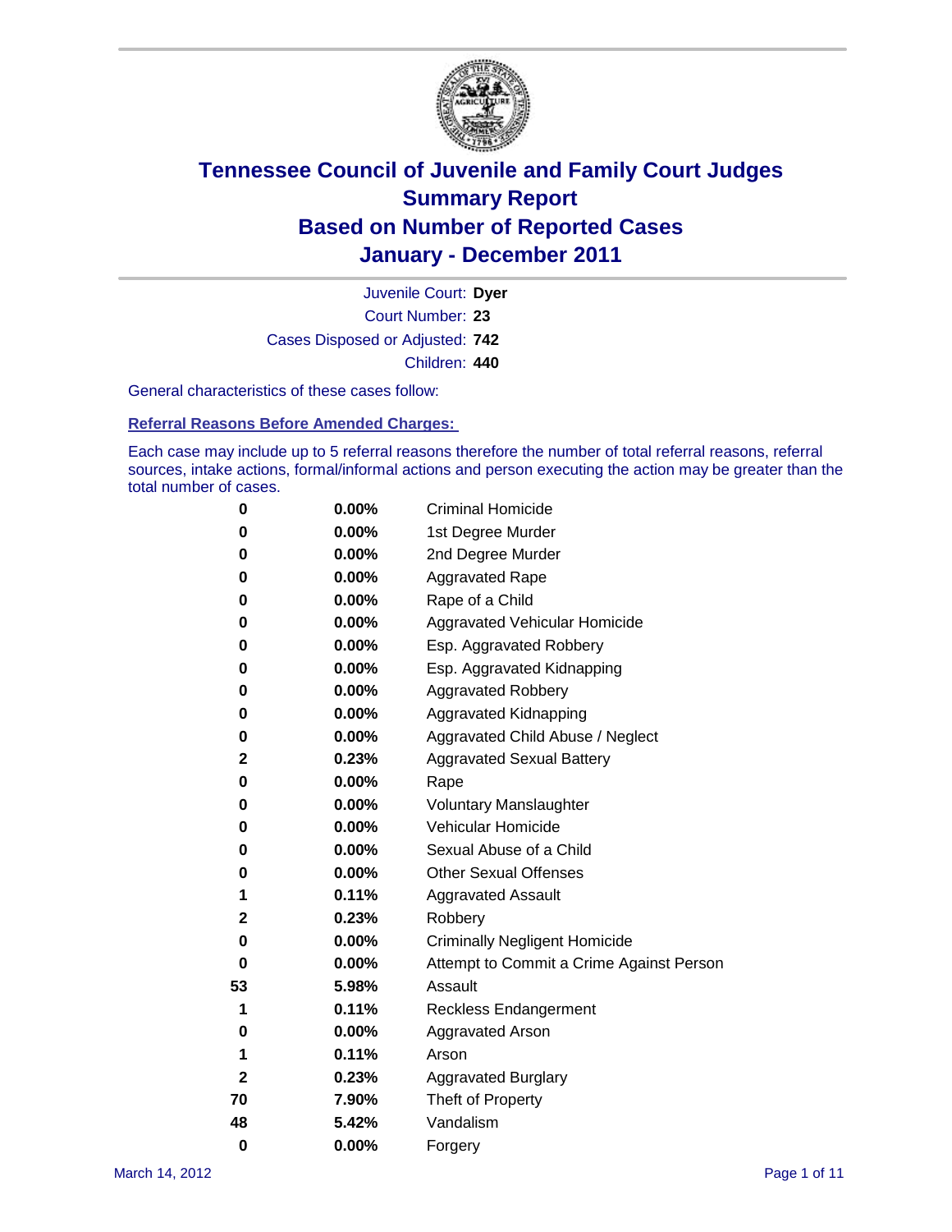# Tennessee Council of Juvenile and Family Court Judges
## Summary Report
## Based on Number of Reported Cases
## January - December 2011

Juvenile Court: **Dyer**

Court Number: **23**

Cases Disposed or Adjusted: **742**

Children: **440**

General characteristics of these cases follow:

### Referral Reasons Before Amended Charges:

Each case may include up to 5 referral reasons therefore the number of total referral reasons, referral sources, intake actions, formal/informal actions and person executing the action may be greater than the total number of cases.

| | | |
|---|---|---|
| 0 | 0.00% | Criminal Homicide |
| 0 | 0.00% | 1st Degree Murder |
| 0 | 0.00% | 2nd Degree Murder |
| 0 | 0.00% | Aggravated Rape |
| 0 | 0.00% | Rape of a Child |
| 0 | 0.00% | Aggravated Vehicular Homicide |
| 0 | 0.00% | Esp. Aggravated Robbery |
| 0 | 0.00% | Esp. Aggravated Kidnapping |
| 0 | 0.00% | Aggravated Robbery |
| 0 | 0.00% | Aggravated Kidnapping |
| 0 | 0.00% | Aggravated Child Abuse / Neglect |
| 2 | 0.23% | Aggravated Sexual Battery |
| 0 | 0.00% | Rape |
| 0 | 0.00% | Voluntary Manslaughter |
| 0 | 0.00% | Vehicular Homicide |
| 0 | 0.00% | Sexual Abuse of a Child |
| 0 | 0.00% | Other Sexual Offenses |
| 1 | 0.11% | Aggravated Assault |
| 2 | 0.23% | Robbery |
| 0 | 0.00% | Criminally Negligent Homicide |
| 0 | 0.00% | Attempt to Commit a Crime Against Person |
| 53 | 5.98% | Assault |
| 1 | 0.11% | Reckless Endangerment |
| 0 | 0.00% | Aggravated Arson |
| 1 | 0.11% | Arson |
| 2 | 0.23% | Aggravated Burglary |
| 70 | 7.90% | Theft of Property |
| 48 | 5.42% | Vandalism |
| 0 | 0.00% | Forgery |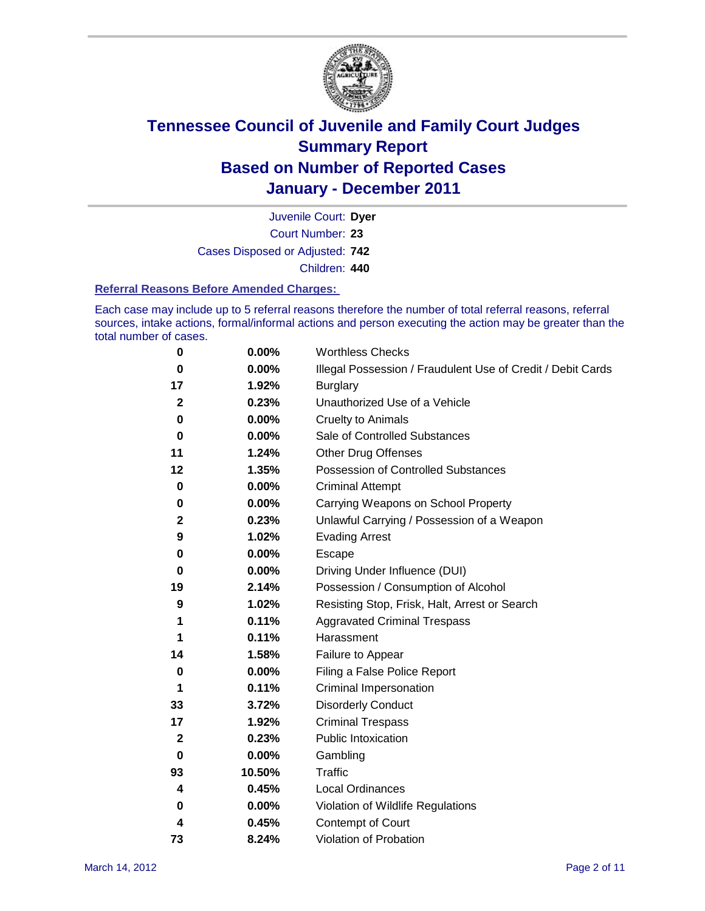# Tennessee Council of Juvenile and Family Court Judges
# Summary Report
# Based on Number of Reported Cases
# January - December 2011

Juvenile Court: **Dyer**

Court Number: **23**

Cases Disposed or Adjusted: **742**

Children: **440**

### Referral Reasons Before Amended Charges:

Each case may include up to 5 referral reasons therefore the number of total referral reasons, referral sources, intake actions, formal/informal actions and person executing the action may be greater than the total number of cases.

| | | |
|---|---|---|
| 0 | 0.00% | Worthless Checks |
| 0 | 0.00% | Illegal Possession / Fraudulent Use of Credit / Debit Cards |
| 17 | 1.92% | Burglary |
| 2 | 0.23% | Unauthorized Use of a Vehicle |
| 0 | 0.00% | Cruelty to Animals |
| 0 | 0.00% | Sale of Controlled Substances |
| 11 | 1.24% | Other Drug Offenses |
| 12 | 1.35% | Possession of Controlled Substances |
| 0 | 0.00% | Criminal Attempt |
| 0 | 0.00% | Carrying Weapons on School Property |
| 2 | 0.23% | Unlawful Carrying / Possession of a Weapon |
| 9 | 1.02% | Evading Arrest |
| 0 | 0.00% | Escape |
| 0 | 0.00% | Driving Under Influence (DUI) |
| 19 | 2.14% | Possession / Consumption of Alcohol |
| 9 | 1.02% | Resisting Stop, Frisk, Halt, Arrest or Search |
| 1 | 0.11% | Aggravated Criminal Trespass |
| 1 | 0.11% | Harassment |
| 14 | 1.58% | Failure to Appear |
| 0 | 0.00% | Filing a False Police Report |
| 1 | 0.11% | Criminal Impersonation |
| 33 | 3.72% | Disorderly Conduct |
| 17 | 1.92% | Criminal Trespass |
| 2 | 0.23% | Public Intoxication |
| 0 | 0.00% | Gambling |
| 93 | 10.50% | Traffic |
| 4 | 0.45% | Local Ordinances |
| 0 | 0.00% | Violation of Wildlife Regulations |
| 4 | 0.45% | Contempt of Court |
| 73 | 8.24% | Violation of Probation |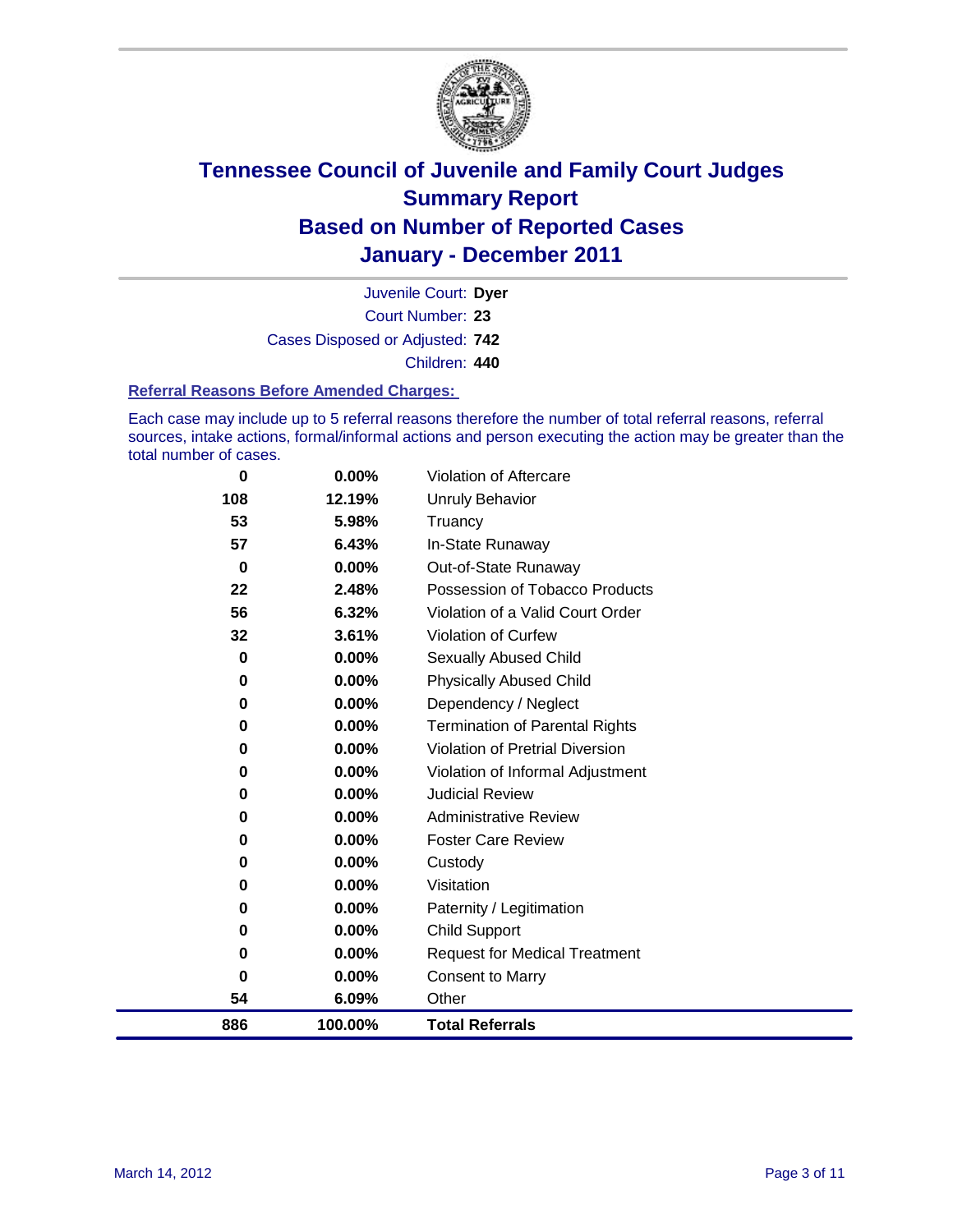# Tennessee Council of Juvenile and Family Court Judges
## Summary Report
## Based on Number of Reported Cases
## January - December 2011

Juvenile Court: **Dyer**
Court Number: **23**
Cases Disposed or Adjusted: **742**
Children: **440**

### Referral Reasons Before Amended Charges:

Each case may include up to 5 referral reasons therefore the number of total referral reasons, referral sources, intake actions, formal/informal actions and person executing the action may be greater than the total number of cases.

| Count | Percent | Referral Reason |
|---|---|---|
| 0 | 0.00% | Violation of Aftercare |
| 108 | 12.19% | Unruly Behavior |
| 53 | 5.98% | Truancy |
| 57 | 6.43% | In-State Runaway |
| 0 | 0.00% | Out-of-State Runaway |
| 22 | 2.48% | Possession of Tobacco Products |
| 56 | 6.32% | Violation of a Valid Court Order |
| 32 | 3.61% | Violation of Curfew |
| 0 | 0.00% | Sexually Abused Child |
| 0 | 0.00% | Physically Abused Child |
| 0 | 0.00% | Dependency / Neglect |
| 0 | 0.00% | Termination of Parental Rights |
| 0 | 0.00% | Violation of Pretrial Diversion |
| 0 | 0.00% | Violation of Informal Adjustment |
| 0 | 0.00% | Judicial Review |
| 0 | 0.00% | Administrative Review |
| 0 | 0.00% | Foster Care Review |
| 0 | 0.00% | Custody |
| 0 | 0.00% | Visitation |
| 0 | 0.00% | Paternity / Legitimation |
| 0 | 0.00% | Child Support |
| 0 | 0.00% | Request for Medical Treatment |
| 0 | 0.00% | Consent to Marry |
| 54 | 6.09% | Other |
| **886** | **100.00%** | **Total Referrals** |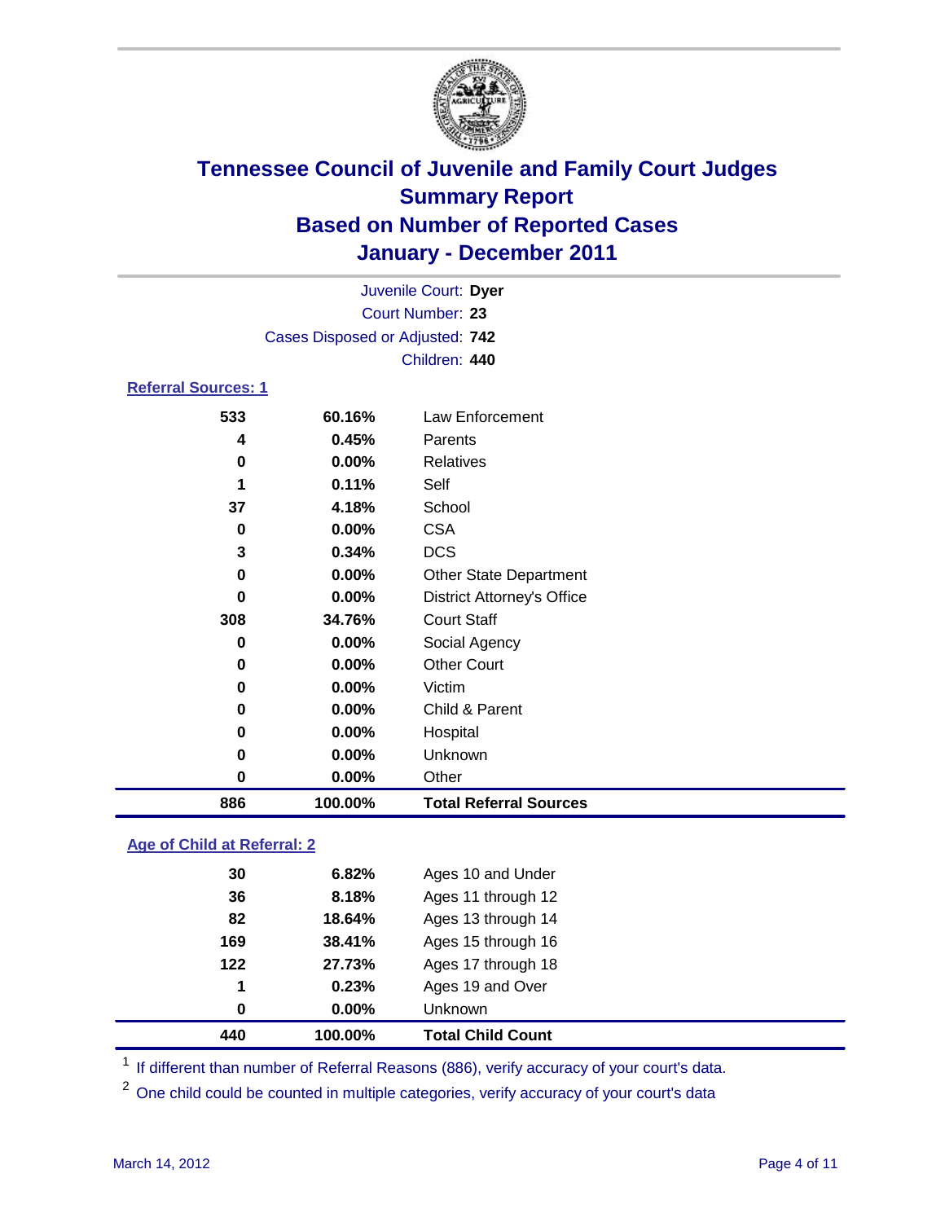# Tennessee Council of Juvenile and Family Court Judges
## Summary Report
## Based on Number of Reported Cases
## January - December 2011

Juvenile Court: **Dyer**
Court Number: **23**
Cases Disposed or Adjusted: **742**
Children: **440**

### Referral Sources: 1

| Count | Percent | Source |
|---|---|---|
| 533 | 60.16% | Law Enforcement |
| 4 | 0.45% | Parents |
| 0 | 0.00% | Relatives |
| 1 | 0.11% | Self |
| 37 | 4.18% | School |
| 0 | 0.00% | CSA |
| 3 | 0.34% | DCS |
| 0 | 0.00% | Other State Department |
| 0 | 0.00% | District Attorney's Office |
| 308 | 34.76% | Court Staff |
| 0 | 0.00% | Social Agency |
| 0 | 0.00% | Other Court |
| 0 | 0.00% | Victim |
| 0 | 0.00% | Child & Parent |
| 0 | 0.00% | Hospital |
| 0 | 0.00% | Unknown |
| 0 | 0.00% | Other |
| **886** | **100.00%** | **Total Referral Sources** |

### Age of Child at Referral: 2

| Count | Percent | Age |
|---|---|---|
| 30 | 6.82% | Ages 10 and Under |
| 36 | 8.18% | Ages 11 through 12 |
| 82 | 18.64% | Ages 13 through 14 |
| 169 | 38.41% | Ages 15 through 16 |
| 122 | 27.73% | Ages 17 through 18 |
| 1 | 0.23% | Ages 19 and Over |
| 0 | 0.00% | Unknown |
| **440** | **100.00%** | **Total Child Count** |

[1] If different than number of Referral Reasons (886), verify accuracy of your court's data.

[2] One child could be counted in multiple categories, verify accuracy of your court's data

March 14, 2012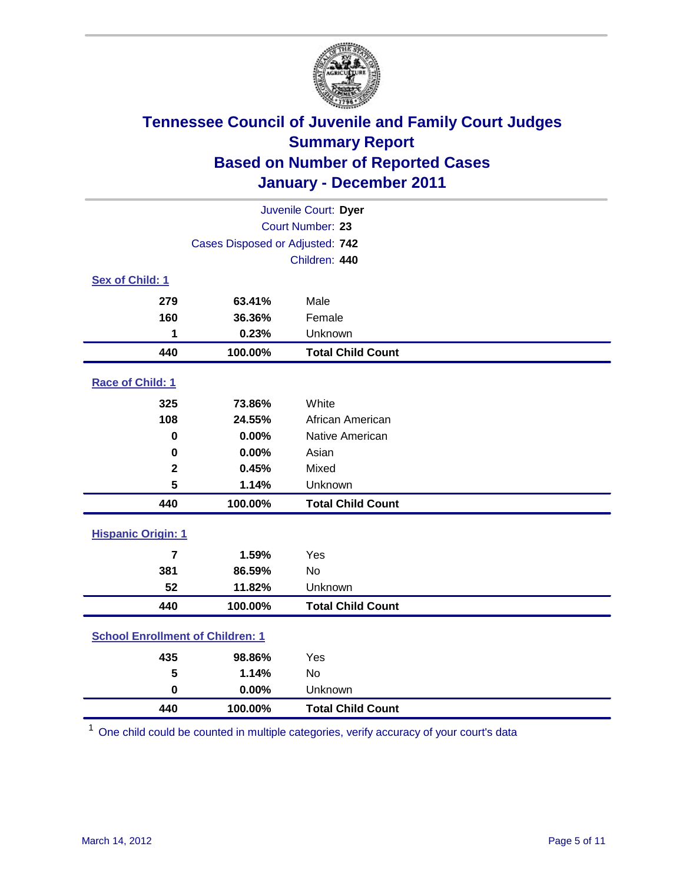# Tennessee Council of Juvenile and Family Court Judges
## Summary Report
## Based on Number of Reported Cases
## January - December 2011

Juvenile Court: **Dyer**
Court Number: **23**
Cases Disposed or Adjusted: **742**
Children: **440**

### Sex of Child: 1

| Count | Percent | Category |
|---|---|---|
| 279 | 63.41% | Male |
| 160 | 36.36% | Female |
| 1 | 0.23% | Unknown |
| **440** | **100.00%** | **Total Child Count** |

### Race of Child: 1

| Count | Percent | Category |
|---|---|---|
| 325 | 73.86% | White |
| 108 | 24.55% | African American |
| 0 | 0.00% | Native American |
| 0 | 0.00% | Asian |
| 2 | 0.45% | Mixed |
| 5 | 1.14% | Unknown |
| **440** | **100.00%** | **Total Child Count** |

### Hispanic Origin: 1

| Count | Percent | Category |
|---|---|---|
| 7 | 1.59% | Yes |
| 381 | 86.59% | No |
| 52 | 11.82% | Unknown |
| **440** | **100.00%** | **Total Child Count** |

### School Enrollment of Children: 1

| Count | Percent | Category |
|---|---|---|
| 435 | 98.86% | Yes |
| 5 | 1.14% | No |
| 0 | 0.00% | Unknown |
| **440** | **100.00%** | **Total Child Count** |

[1] One child could be counted in multiple categories, verify accuracy of your court's data

March 14, 2012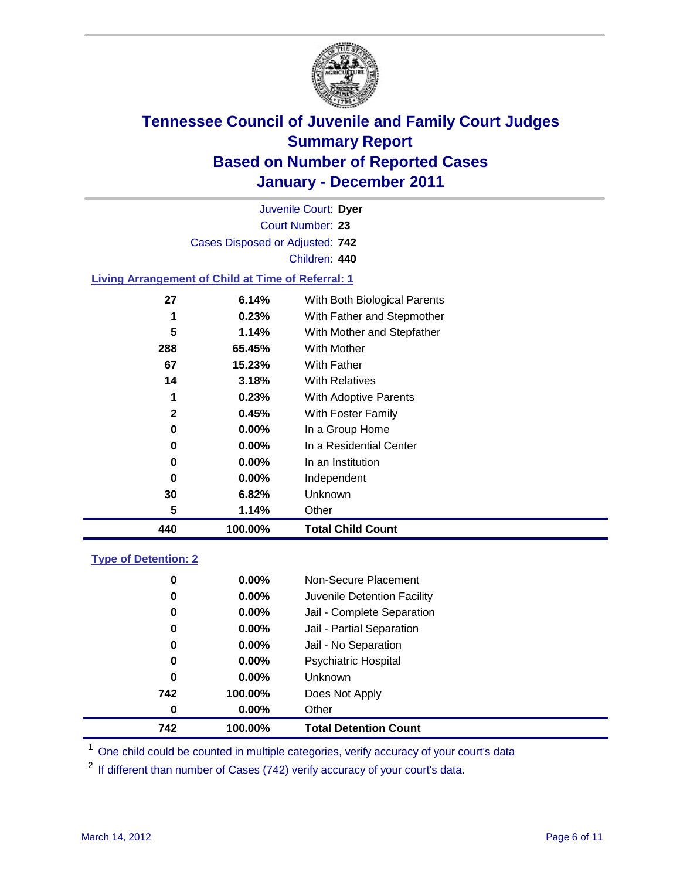# Tennessee Council of Juvenile and Family Court Judges
## Summary Report
## Based on Number of Reported Cases
## January - December 2011

Juvenile Court: **Dyer**

Court Number: **23**

Cases Disposed or Adjusted: **742**

Children: **440**

### Living Arrangement of Child at Time of Referral: 1

| Count | Percent | Category |
|---|---|---|
| 27 | 6.14% | With Both Biological Parents |
| 1 | 0.23% | With Father and Stepmother |
| 5 | 1.14% | With Mother and Stepfather |
| 288 | 65.45% | With Mother |
| 67 | 15.23% | With Father |
| 14 | 3.18% | With Relatives |
| 1 | 0.23% | With Adoptive Parents |
| 2 | 0.45% | With Foster Family |
| 0 | 0.00% | In a Group Home |
| 0 | 0.00% | In a Residential Center |
| 0 | 0.00% | In an Institution |
| 0 | 0.00% | Independent |
| 30 | 6.82% | Unknown |
| 5 | 1.14% | Other |
| **440** | **100.00%** | **Total Child Count** |

### Type of Detention: 2

| Count | Percent | Category |
|---|---|---|
| 0 | 0.00% | Non-Secure Placement |
| 0 | 0.00% | Juvenile Detention Facility |
| 0 | 0.00% | Jail - Complete Separation |
| 0 | 0.00% | Jail - Partial Separation |
| 0 | 0.00% | Jail - No Separation |
| 0 | 0.00% | Psychiatric Hospital |
| 0 | 0.00% | Unknown |
| 742 | 100.00% | Does Not Apply |
| 0 | 0.00% | Other |
| **742** | **100.00%** | **Total Detention Count** |

[1] One child could be counted in multiple categories, verify accuracy of your court's data

[2] If different than number of Cases (742) verify accuracy of your court's data.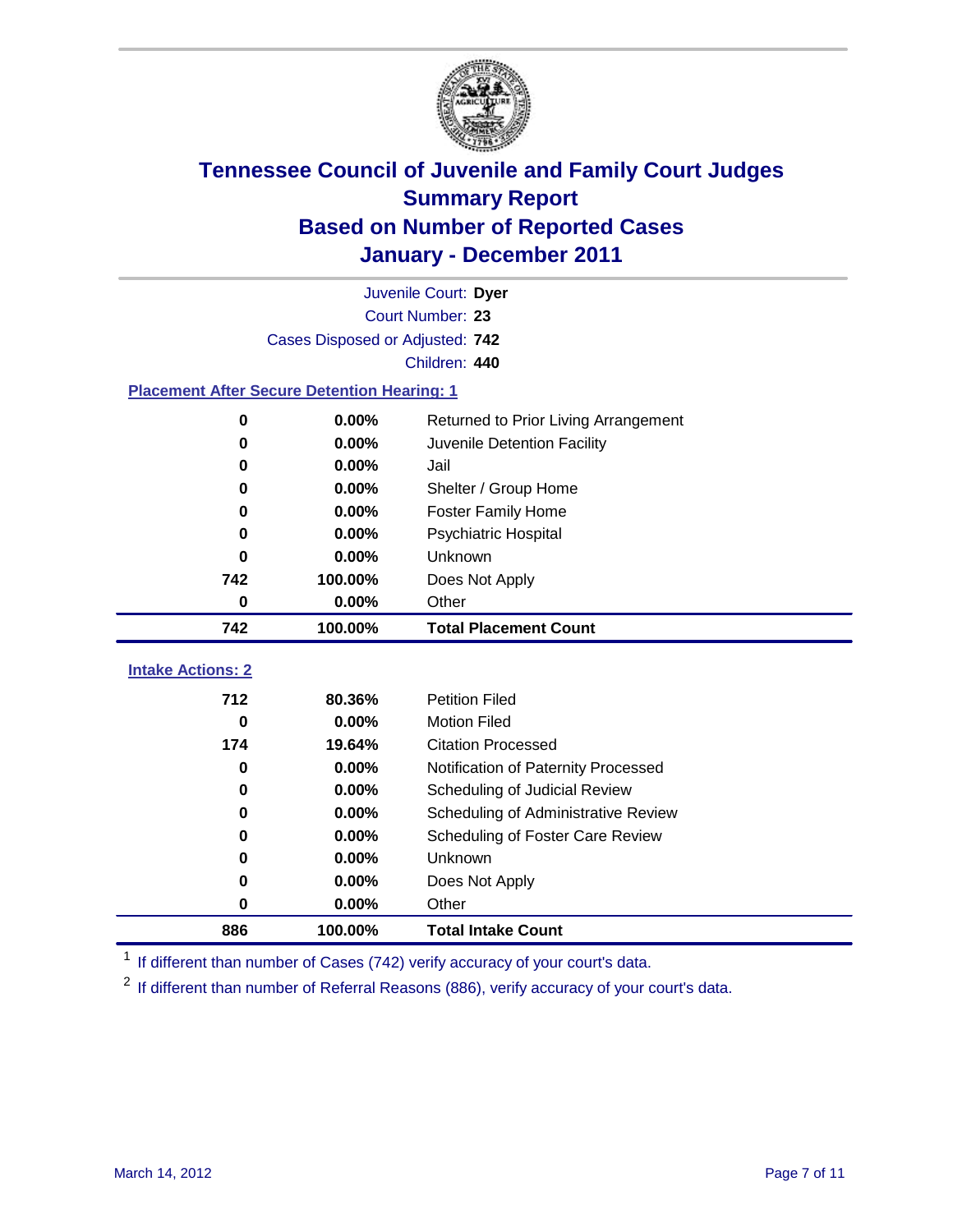# Tennessee Council of Juvenile and Family Court Judges
## Summary Report
## Based on Number of Reported Cases
## January - December 2011

Juvenile Court: **Dyer**
Court Number: **23**
Cases Disposed or Adjusted: **742**
Children: **440**

### Placement After Secure Detention Hearing: 1

| | | |
|---|---|---|
| 0 | 0.00% | Returned to Prior Living Arrangement |
| 0 | 0.00% | Juvenile Detention Facility |
| 0 | 0.00% | Jail |
| 0 | 0.00% | Shelter / Group Home |
| 0 | 0.00% | Foster Family Home |
| 0 | 0.00% | Psychiatric Hospital |
| 0 | 0.00% | Unknown |
| 742 | 100.00% | Does Not Apply |
| 0 | 0.00% | Other |
| **742** | **100.00%** | **Total Placement Count** |

### Intake Actions: 2

| | | |
|---|---|---|
| 712 | 80.36% | Petition Filed |
| 0 | 0.00% | Motion Filed |
| 174 | 19.64% | Citation Processed |
| 0 | 0.00% | Notification of Paternity Processed |
| 0 | 0.00% | Scheduling of Judicial Review |
| 0 | 0.00% | Scheduling of Administrative Review |
| 0 | 0.00% | Scheduling of Foster Care Review |
| 0 | 0.00% | Unknown |
| 0 | 0.00% | Does Not Apply |
| 0 | 0.00% | Other |
| **886** | **100.00%** | **Total Intake Count** |

[1] If different than number of Cases (742) verify accuracy of your court's data.

[2] If different than number of Referral Reasons (886), verify accuracy of your court's data.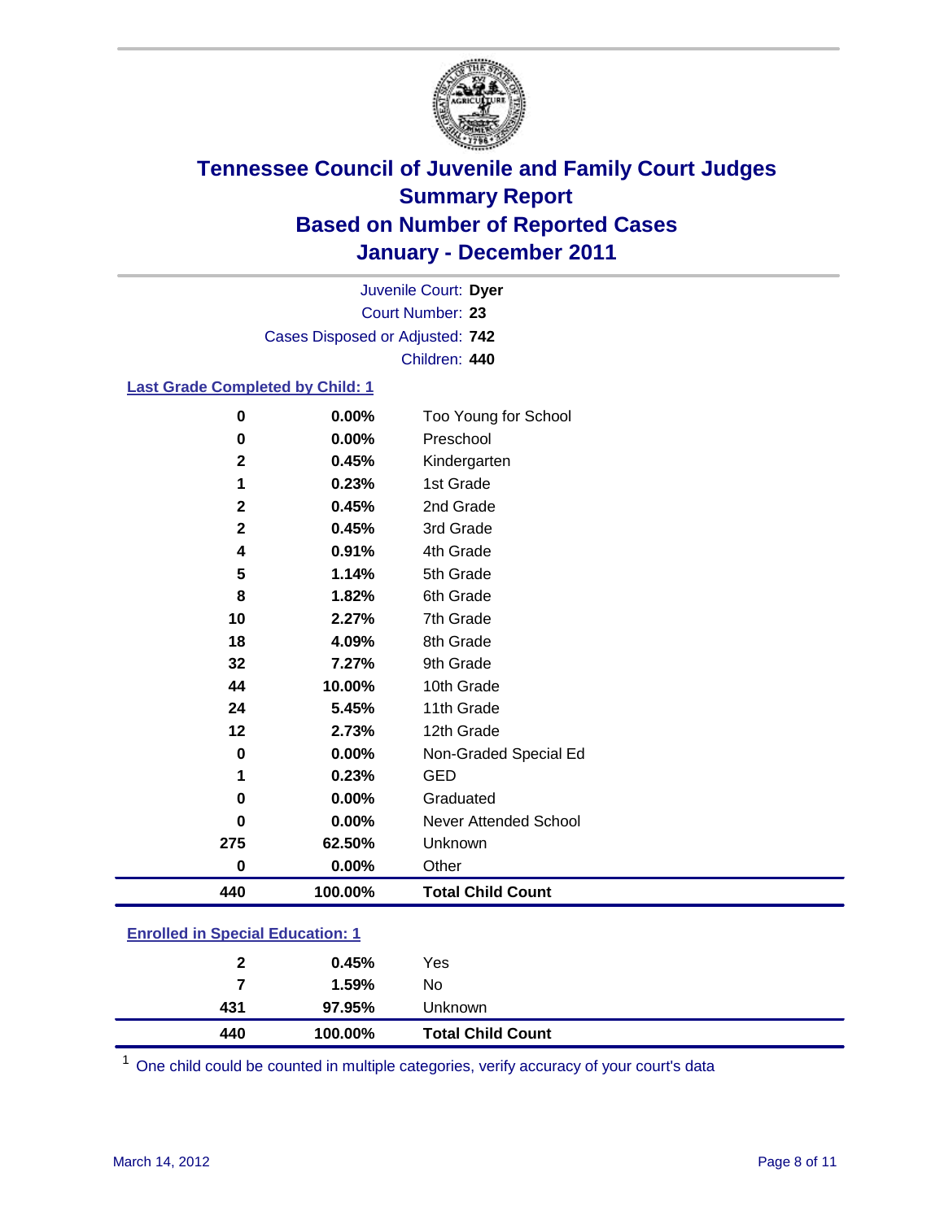# Tennessee Council of Juvenile and Family Court Judges
## Summary Report
## Based on Number of Reported Cases
## January - December 2011

Juvenile Court: **Dyer**
Court Number: **23**
Cases Disposed or Adjusted: **742**
Children: **440**

### Last Grade Completed by Child: 1

| Count | Percent | Category |
|---|---|---|
| 0 | 0.00% | Too Young for School |
| 0 | 0.00% | Preschool |
| 2 | 0.45% | Kindergarten |
| 1 | 0.23% | 1st Grade |
| 2 | 0.45% | 2nd Grade |
| 2 | 0.45% | 3rd Grade |
| 4 | 0.91% | 4th Grade |
| 5 | 1.14% | 5th Grade |
| 8 | 1.82% | 6th Grade |
| 10 | 2.27% | 7th Grade |
| 18 | 4.09% | 8th Grade |
| 32 | 7.27% | 9th Grade |
| 44 | 10.00% | 10th Grade |
| 24 | 5.45% | 11th Grade |
| 12 | 2.73% | 12th Grade |
| 0 | 0.00% | Non-Graded Special Ed |
| 1 | 0.23% | GED |
| 0 | 0.00% | Graduated |
| 0 | 0.00% | Never Attended School |
| 275 | 62.50% | Unknown |
| 0 | 0.00% | Other |
| **440** | **100.00%** | **Total Child Count** |

### Enrolled in Special Education: 1

| Count | Percent | Category |
|---|---|---|
| 2 | 0.45% | Yes |
| 7 | 1.59% | No |
| 431 | 97.95% | Unknown |
| **440** | **100.00%** | **Total Child Count** |

[1] One child could be counted in multiple categories, verify accuracy of your court's data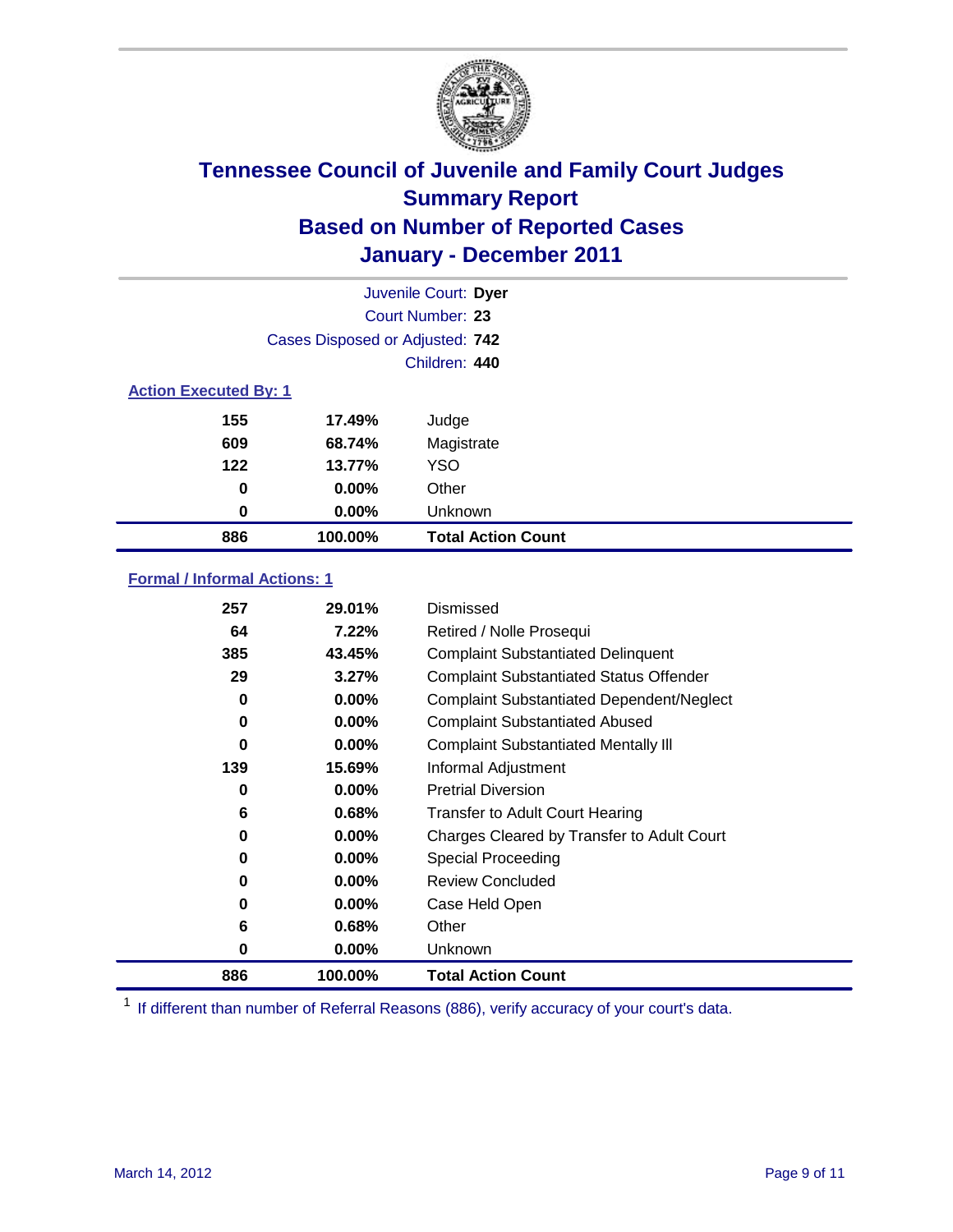# Tennessee Council of Juvenile and Family Court Judges
## Summary Report
## Based on Number of Reported Cases
## January - December 2011

Juvenile Court: **Dyer**
Court Number: **23**
Cases Disposed or Adjusted: **742**
Children: **440**

### Action Executed By: 1

| | | |
|---|---|---|
| 155 | 17.49% | Judge |
| 609 | 68.74% | Magistrate |
| 122 | 13.77% | YSO |
| 0 | 0.00% | Other |
| 0 | 0.00% | Unknown |
| **886** | **100.00%** | **Total Action Count** |

### Formal / Informal Actions: 1

| | | |
|---|---|---|
| 257 | 29.01% | Dismissed |
| 64 | 7.22% | Retired / Nolle Prosequi |
| 385 | 43.45% | Complaint Substantiated Delinquent |
| 29 | 3.27% | Complaint Substantiated Status Offender |
| 0 | 0.00% | Complaint Substantiated Dependent/Neglect |
| 0 | 0.00% | Complaint Substantiated Abused |
| 0 | 0.00% | Complaint Substantiated Mentally Ill |
| 139 | 15.69% | Informal Adjustment |
| 0 | 0.00% | Pretrial Diversion |
| 6 | 0.68% | Transfer to Adult Court Hearing |
| 0 | 0.00% | Charges Cleared by Transfer to Adult Court |
| 0 | 0.00% | Special Proceeding |
| 0 | 0.00% | Review Concluded |
| 0 | 0.00% | Case Held Open |
| 6 | 0.68% | Other |
| 0 | 0.00% | Unknown |
| **886** | **100.00%** | **Total Action Count** |

[1] If different than number of Referral Reasons (886), verify accuracy of your court's data.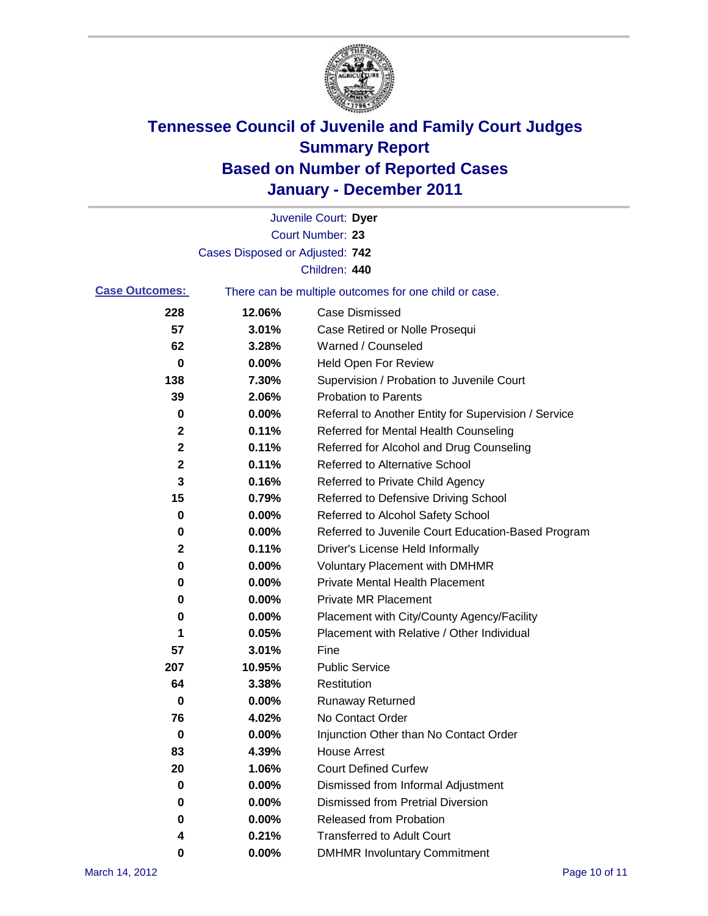# Tennessee Council of Juvenile and Family Court Judges
## Summary Report
## Based on Number of Reported Cases
## January - December 2011

Juvenile Court: **Dyer**
Court Number: **23**
Cases Disposed or Adjusted: **742**
Children: **440**

**Case Outcomes:** There can be multiple outcomes for one child or case.

| Count | Percent | Outcome |
|---|---|---|
| 228 | 12.06% | Case Dismissed |
| 57 | 3.01% | Case Retired or Nolle Prosequi |
| 62 | 3.28% | Warned / Counseled |
| 0 | 0.00% | Held Open For Review |
| 138 | 7.30% | Supervision / Probation to Juvenile Court |
| 39 | 2.06% | Probation to Parents |
| 0 | 0.00% | Referral to Another Entity for Supervision / Service |
| 2 | 0.11% | Referred for Mental Health Counseling |
| 2 | 0.11% | Referred for Alcohol and Drug Counseling |
| 2 | 0.11% | Referred to Alternative School |
| 3 | 0.16% | Referred to Private Child Agency |
| 15 | 0.79% | Referred to Defensive Driving School |
| 0 | 0.00% | Referred to Alcohol Safety School |
| 0 | 0.00% | Referred to Juvenile Court Education-Based Program |
| 2 | 0.11% | Driver's License Held Informally |
| 0 | 0.00% | Voluntary Placement with DMHMR |
| 0 | 0.00% | Private Mental Health Placement |
| 0 | 0.00% | Private MR Placement |
| 0 | 0.00% | Placement with City/County Agency/Facility |
| 1 | 0.05% | Placement with Relative / Other Individual |
| 57 | 3.01% | Fine |
| 207 | 10.95% | Public Service |
| 64 | 3.38% | Restitution |
| 0 | 0.00% | Runaway Returned |
| 76 | 4.02% | No Contact Order |
| 0 | 0.00% | Injunction Other than No Contact Order |
| 83 | 4.39% | House Arrest |
| 20 | 1.06% | Court Defined Curfew |
| 0 | 0.00% | Dismissed from Informal Adjustment |
| 0 | 0.00% | Dismissed from Pretrial Diversion |
| 0 | 0.00% | Released from Probation |
| 4 | 0.21% | Transferred to Adult Court |
| 0 | 0.00% | DMHMR Involuntary Commitment |

March 14, 2012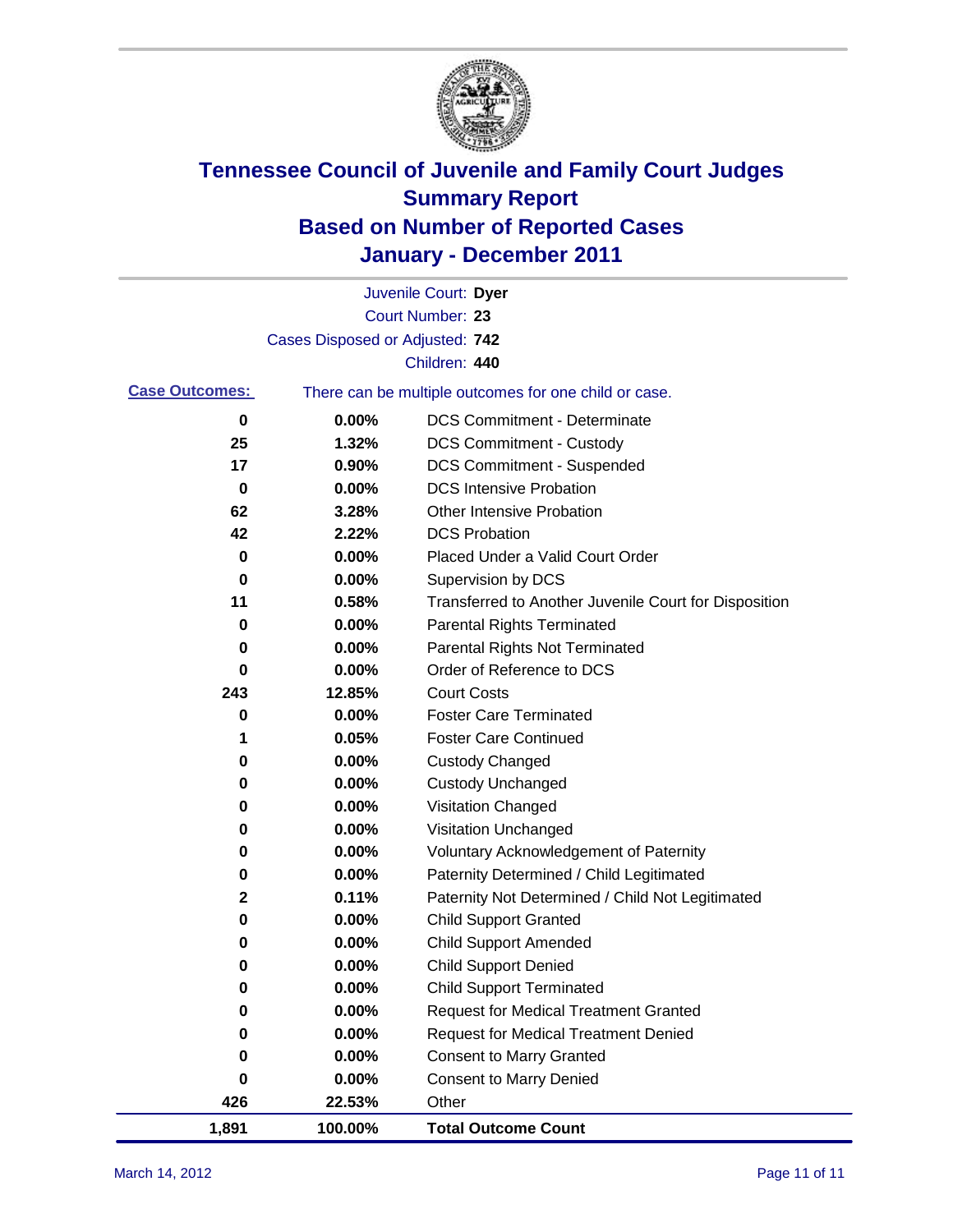# Tennessee Council of Juvenile and Family Court Judges
## Summary Report
## Based on Number of Reported Cases
## January - December 2011

Juvenile Court: **Dyer**
Court Number: **23**
Cases Disposed or Adjusted: **742**
Children: **440**

**Case Outcomes:** There can be multiple outcomes for one child or case.

| | | |
|---|---|---|
| 0 | 0.00% | DCS Commitment - Determinate |
| 25 | 1.32% | DCS Commitment - Custody |
| 17 | 0.90% | DCS Commitment - Suspended |
| 0 | 0.00% | DCS Intensive Probation |
| 62 | 3.28% | Other Intensive Probation |
| 42 | 2.22% | DCS Probation |
| 0 | 0.00% | Placed Under a Valid Court Order |
| 0 | 0.00% | Supervision by DCS |
| 11 | 0.58% | Transferred to Another Juvenile Court for Disposition |
| 0 | 0.00% | Parental Rights Terminated |
| 0 | 0.00% | Parental Rights Not Terminated |
| 0 | 0.00% | Order of Reference to DCS |
| 243 | 12.85% | Court Costs |
| 0 | 0.00% | Foster Care Terminated |
| 1 | 0.05% | Foster Care Continued |
| 0 | 0.00% | Custody Changed |
| 0 | 0.00% | Custody Unchanged |
| 0 | 0.00% | Visitation Changed |
| 0 | 0.00% | Visitation Unchanged |
| 0 | 0.00% | Voluntary Acknowledgement of Paternity |
| 0 | 0.00% | Paternity Determined / Child Legitimated |
| 2 | 0.11% | Paternity Not Determined / Child Not Legitimated |
| 0 | 0.00% | Child Support Granted |
| 0 | 0.00% | Child Support Amended |
| 0 | 0.00% | Child Support Denied |
| 0 | 0.00% | Child Support Terminated |
| 0 | 0.00% | Request for Medical Treatment Granted |
| 0 | 0.00% | Request for Medical Treatment Denied |
| 0 | 0.00% | Consent to Marry Granted |
| 0 | 0.00% | Consent to Marry Denied |
| 426 | 22.53% | Other |
| **1,891** | **100.00%** | **Total Outcome Count** |